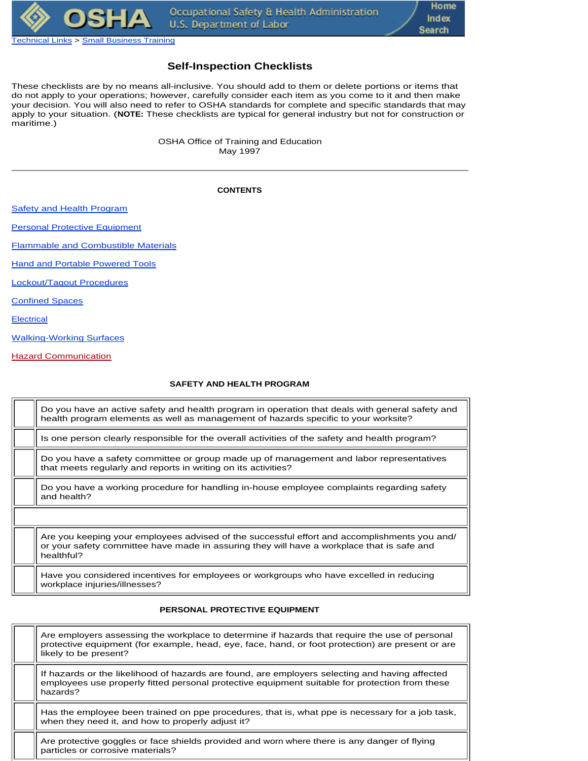Technical Links > Small Business Training

# Self-Inspection Checklists

These checklists are by no means all-inclusive. You should add to them or delete portions or items that do not apply to your operations; however, carefully consider each item as you come to it and then make your decision. You will also need to refer to OSHA standards for complete and specific standards that may apply to your situation. **(NOTE:** These checklists are typical for general industry but not for construction or maritime.)

OSHA Office of Training and Education
May 1997

---

**CONTENTS**

Safety and Health Program

Personal Protective Equipment

Flammable and Combustible Materials

Hand and Portable Powered Tools

Lockout/Tagout Procedures

Confined Spaces

Electrical

Walking-Working Surfaces

Hazard Communication

## SAFETY AND HEALTH PROGRAM

| | |
|---|---|
| | Do you have an active safety and health program in operation that deals with general safety and health program elements as well as management of hazards specific to your worksite? |
| | Is one person clearly responsible for the overall activities of the safety and health program? |
| | Do you have a safety committee or group made up of management and labor representatives that meets regularly and reports in writing on its activities? |
| | Do you have a working procedure for handling in-house employee complaints regarding safety and health? |
| | |
| | Are you keeping your employees advised of the successful effort and accomplishments you and/or your safety committee have made in assuring they will have a workplace that is safe and healthful? |
| | Have you considered incentives for employees or workgroups who have excelled in reducing workplace injuries/illnesses? |

## PERSONAL PROTECTIVE EQUIPMENT

| | |
|---|---|
| | Are employers assessing the workplace to determine if hazards that require the use of personal protective equipment (for example, head, eye, face, hand, or foot protection) are present or are likely to be present? |
| | If hazards or the likelihood of hazards are found, are employers selecting and having affected employees use properly fitted personal protective equipment suitable for protection from these hazards? |
| | Has the employee been trained on ppe procedures, that is, what ppe is necessary for a job task, when they need it, and how to properly adjust it? |
| | Are protective goggles or face shields provided and worn where there is any danger of flying particles or corrosive materials? |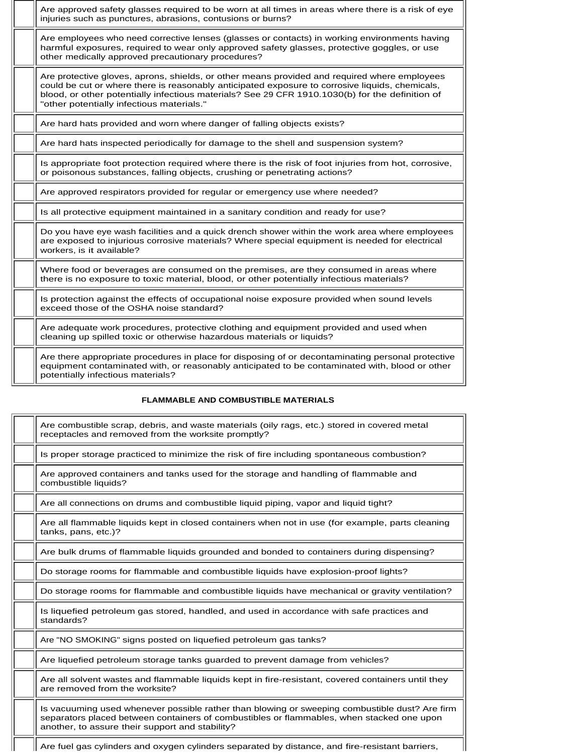| | |
|---|---|
| | Are approved safety glasses required to be worn at all times in areas where there is a risk of eye injuries such as punctures, abrasions, contusions or burns? |
| | Are employees who need corrective lenses (glasses or contacts) in working environments having harmful exposures, required to wear only approved safety glasses, protective goggles, or use other medically approved precautionary procedures? |
| | Are protective gloves, aprons, shields, or other means provided and required where employees could be cut or where there is reasonably anticipated exposure to corrosive liquids, chemicals, blood, or other potentially infectious materials? See 29 CFR 1910.1030(b) for the definition of "other potentially infectious materials." |
| | Are hard hats provided and worn where danger of falling objects exists? |
| | Are hard hats inspected periodically for damage to the shell and suspension system? |
| | Is appropriate foot protection required where there is the risk of foot injuries from hot, corrosive, or poisonous substances, falling objects, crushing or penetrating actions? |
| | Are approved respirators provided for regular or emergency use where needed? |
| | Is all protective equipment maintained in a sanitary condition and ready for use? |
| | Do you have eye wash facilities and a quick drench shower within the work area where employees are exposed to injurious corrosive materials? Where special equipment is needed for electrical workers, is it available? |
| | Where food or beverages are consumed on the premises, are they consumed in areas where there is no exposure to toxic material, blood, or other potentially infectious materials? |
| | Is protection against the effects of occupational noise exposure provided when sound levels exceed those of the OSHA noise standard? |
| | Are adequate work procedures, protective clothing and equipment provided and used when cleaning up spilled toxic or otherwise hazardous materials or liquids? |
| | Are there appropriate procedures in place for disposing of or decontaminating personal protective equipment contaminated with, or reasonably anticipated to be contaminated with, blood or other potentially infectious materials? |

**FLAMMABLE AND COMBUSTIBLE MATERIALS**

| | |
|---|---|
| | Are combustible scrap, debris, and waste materials (oily rags, etc.) stored in covered metal receptacles and removed from the worksite promptly? |
| | Is proper storage practiced to minimize the risk of fire including spontaneous combustion? |
| | Are approved containers and tanks used for the storage and handling of flammable and combustible liquids? |
| | Are all connections on drums and combustible liquid piping, vapor and liquid tight? |
| | Are all flammable liquids kept in closed containers when not in use (for example, parts cleaning tanks, pans, etc.)? |
| | Are bulk drums of flammable liquids grounded and bonded to containers during dispensing? |
| | Do storage rooms for flammable and combustible liquids have explosion-proof lights? |
| | Do storage rooms for flammable and combustible liquids have mechanical or gravity ventilation? |
| | Is liquefied petroleum gas stored, handled, and used in accordance with safe practices and standards? |
| | Are "NO SMOKING" signs posted on liquefied petroleum gas tanks? |
| | Are liquefied petroleum storage tanks guarded to prevent damage from vehicles? |
| | Are all solvent wastes and flammable liquids kept in fire-resistant, covered containers until they are removed from the worksite? |
| | Is vacuuming used whenever possible rather than blowing or sweeping combustible dust? Are firm separators placed between containers of combustibles or flammables, when stacked one upon another, to assure their support and stability? |
| | Are fuel gas cylinders and oxygen cylinders separated by distance, and fire-resistant barriers, |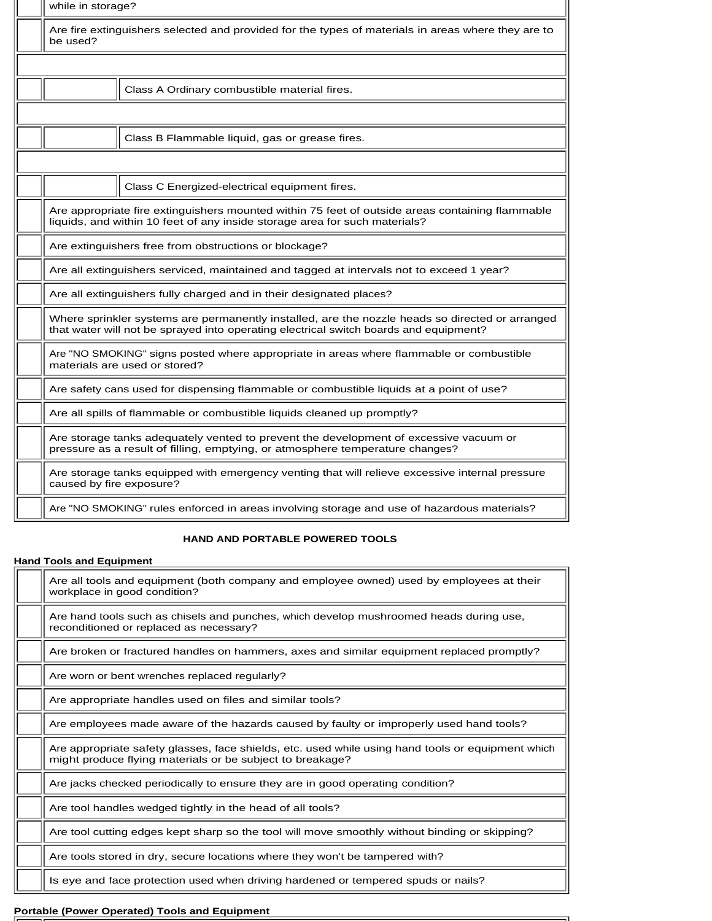| | |
|---|---|
| | while in storage? |
| | Are fire extinguishers selected and provided for the types of materials in areas where they are to be used? |
| | |
| | Class A Ordinary combustible material fires. |
| | |
| | Class B Flammable liquid, gas or grease fires. |
| | |
| | Class C Energized-electrical equipment fires. |
| | Are appropriate fire extinguishers mounted within 75 feet of outside areas containing flammable liquids, and within 10 feet of any inside storage area for such materials? |
| | Are extinguishers free from obstructions or blockage? |
| | Are all extinguishers serviced, maintained and tagged at intervals not to exceed 1 year? |
| | Are all extinguishers fully charged and in their designated places? |
| | Where sprinkler systems are permanently installed, are the nozzle heads so directed or arranged that water will not be sprayed into operating electrical switch boards and equipment? |
| | Are "NO SMOKING" signs posted where appropriate in areas where flammable or combustible materials are used or stored? |
| | Are safety cans used for dispensing flammable or combustible liquids at a point of use? |
| | Are all spills of flammable or combustible liquids cleaned up promptly? |
| | Are storage tanks adequately vented to prevent the development of excessive vacuum or pressure as a result of filling, emptying, or atmosphere temperature changes? |
| | Are storage tanks equipped with emergency venting that will relieve excessive internal pressure caused by fire exposure? |
| | Are "NO SMOKING" rules enforced in areas involving storage and use of hazardous materials? |

## HAND AND PORTABLE POWERED TOOLS

**Hand Tools and Equipment**

| | |
|---|---|
| | Are all tools and equipment (both company and employee owned) used by employees at their workplace in good condition? |
| | Are hand tools such as chisels and punches, which develop mushroomed heads during use, reconditioned or replaced as necessary? |
| | Are broken or fractured handles on hammers, axes and similar equipment replaced promptly? |
| | Are worn or bent wrenches replaced regularly? |
| | Are appropriate handles used on files and similar tools? |
| | Are employees made aware of the hazards caused by faulty or improperly used hand tools? |
| | Are appropriate safety glasses, face shields, etc. used while using hand tools or equipment which might produce flying materials or be subject to breakage? |
| | Are jacks checked periodically to ensure they are in good operating condition? |
| | Are tool handles wedged tightly in the head of all tools? |
| | Are tool cutting edges kept sharp so the tool will move smoothly without binding or skipping? |
| | Are tools stored in dry, secure locations where they won't be tampered with? |
| | Is eye and face protection used when driving hardened or tempered spuds or nails? |

**Portable (Power Operated) Tools and Equipment**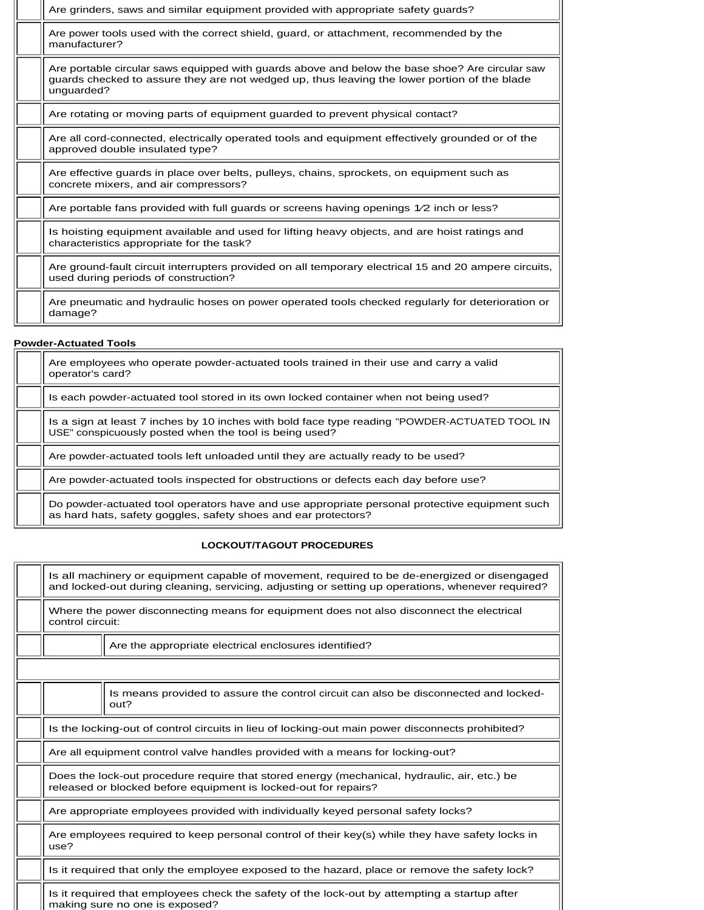| | |
|---|---|
| | Are grinders, saws and similar equipment provided with appropriate safety guards? |
| | Are power tools used with the correct shield, guard, or attachment, recommended by the manufacturer? |
| | Are portable circular saws equipped with guards above and below the base shoe? Are circular saw guards checked to assure they are not wedged up, thus leaving the lower portion of the blade unguarded? |
| | Are rotating or moving parts of equipment guarded to prevent physical contact? |
| | Are all cord-connected, electrically operated tools and equipment effectively grounded or of the approved double insulated type? |
| | Are effective guards in place over belts, pulleys, chains, sprockets, on equipment such as concrete mixers, and air compressors? |
| | Are portable fans provided with full guards or screens having openings 1⁄2 inch or less? |
| | Is hoisting equipment available and used for lifting heavy objects, and are hoist ratings and characteristics appropriate for the task? |
| | Are ground-fault circuit interrupters provided on all temporary electrical 15 and 20 ampere circuits, used during periods of construction? |
| | Are pneumatic and hydraulic hoses on power operated tools checked regularly for deterioration or damage? |

**Powder-Actuated Tools**

| | |
|---|---|
| | Are employees who operate powder-actuated tools trained in their use and carry a valid operator's card? |
| | Is each powder-actuated tool stored in its own locked container when not being used? |
| | Is a sign at least 7 inches by 10 inches with bold face type reading "POWDER-ACTUATED TOOL IN USE" conspicuously posted when the tool is being used? |
| | Are powder-actuated tools left unloaded until they are actually ready to be used? |
| | Are powder-actuated tools inspected for obstructions or defects each day before use? |
| | Do powder-actuated tool operators have and use appropriate personal protective equipment such as hard hats, safety goggles, safety shoes and ear protectors? |

**LOCKOUT/TAGOUT PROCEDURES**

| | | |
|---|---|---|
| | Is all machinery or equipment capable of movement, required to be de-energized or disengaged and locked-out during cleaning, servicing, adjusting or setting up operations, whenever required? | |
| | Where the power disconnecting means for equipment does not also disconnect the electrical control circuit: | |
| | | Are the appropriate electrical enclosures identified? |
| | | |
| | | Is means provided to assure the control circuit can also be disconnected and locked-out? |
| | Is the locking-out of control circuits in lieu of locking-out main power disconnects prohibited? | |
| | Are all equipment control valve handles provided with a means for locking-out? | |
| | Does the lock-out procedure require that stored energy (mechanical, hydraulic, air, etc.) be released or blocked before equipment is locked-out for repairs? | |
| | Are appropriate employees provided with individually keyed personal safety locks? | |
| | Are employees required to keep personal control of their key(s) while they have safety locks in use? | |
| | Is it required that only the employee exposed to the hazard, place or remove the safety lock? | |
| | Is it required that employees check the safety of the lock-out by attempting a startup after making sure no one is exposed? | |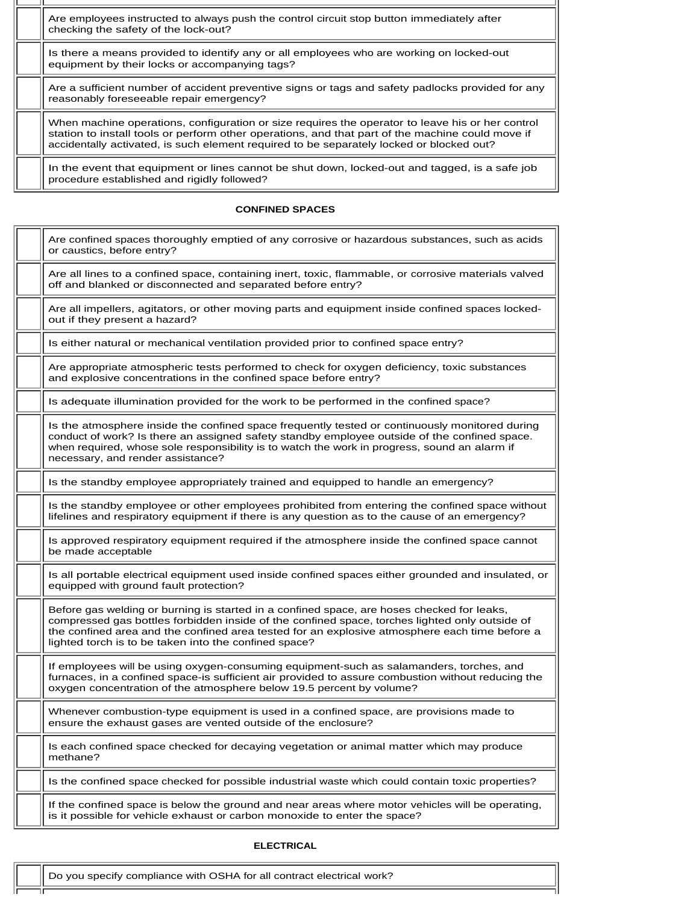| | |
|---|---|
| | Are employees instructed to always push the control circuit stop button immediately after checking the safety of the lock-out? |
| | Is there a means provided to identify any or all employees who are working on locked-out equipment by their locks or accompanying tags? |
| | Are a sufficient number of accident preventive signs or tags and safety padlocks provided for any reasonably foreseeable repair emergency? |
| | When machine operations, configuration or size requires the operator to leave his or her control station to install tools or perform other operations, and that part of the machine could move if accidentally activated, is such element required to be separately locked or blocked out? |
| | In the event that equipment or lines cannot be shut down, locked-out and tagged, is a safe job procedure established and rigidly followed? |

## CONFINED SPACES

| | |
|---|---|
| | Are confined spaces thoroughly emptied of any corrosive or hazardous substances, such as acids or caustics, before entry? |
| | Are all lines to a confined space, containing inert, toxic, flammable, or corrosive materials valved off and blanked or disconnected and separated before entry? |
| | Are all impellers, agitators, or other moving parts and equipment inside confined spaces locked-out if they present a hazard? |
| | Is either natural or mechanical ventilation provided prior to confined space entry? |
| | Are appropriate atmospheric tests performed to check for oxygen deficiency, toxic substances and explosive concentrations in the confined space before entry? |
| | Is adequate illumination provided for the work to be performed in the confined space? |
| | Is the atmosphere inside the confined space frequently tested or continuously monitored during conduct of work? Is there an assigned safety standby employee outside of the confined space. when required, whose sole responsibility is to watch the work in progress, sound an alarm if necessary, and render assistance? |
| | Is the standby employee appropriately trained and equipped to handle an emergency? |
| | Is the standby employee or other employees prohibited from entering the confined space without lifelines and respiratory equipment if there is any question as to the cause of an emergency? |
| | Is approved respiratory equipment required if the atmosphere inside the confined space cannot be made acceptable |
| | Is all portable electrical equipment used inside confined spaces either grounded and insulated, or equipped with ground fault protection? |
| | Before gas welding or burning is started in a confined space, are hoses checked for leaks, compressed gas bottles forbidden inside of the confined space, torches lighted only outside of the confined area and the confined area tested for an explosive atmosphere each time before a lighted torch is to be taken into the confined space? |
| | If employees will be using oxygen-consuming equipment-such as salamanders, torches, and furnaces, in a confined space-is sufficient air provided to assure combustion without reducing the oxygen concentration of the atmosphere below 19.5 percent by volume? |
| | Whenever combustion-type equipment is used in a confined space, are provisions made to ensure the exhaust gases are vented outside of the enclosure? |
| | Is each confined space checked for decaying vegetation or animal matter which may produce methane? |
| | Is the confined space checked for possible industrial waste which could contain toxic properties? |
| | If the confined space is below the ground and near areas where motor vehicles will be operating, is it possible for vehicle exhaust or carbon monoxide to enter the space? |

## ELECTRICAL

| | |
|---|---|
| | Do you specify compliance with OSHA for all contract electrical work? |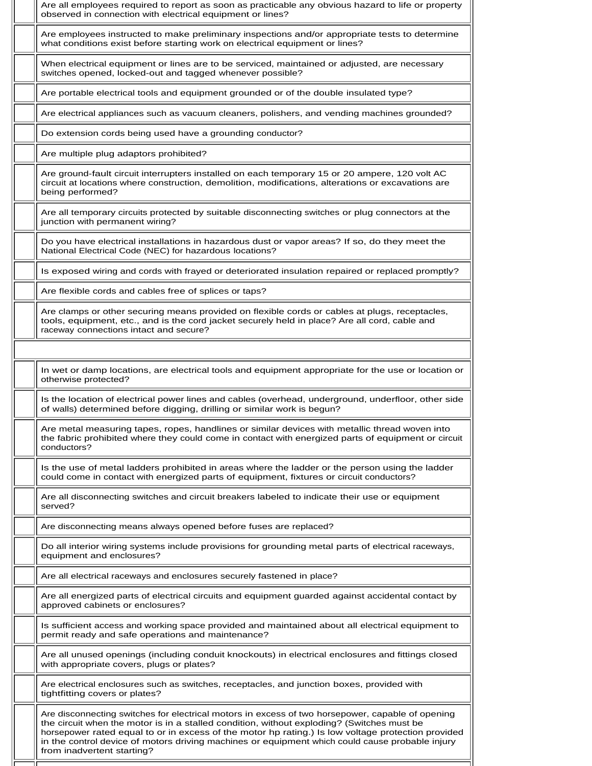| | |
|---|---|
| | Are all employees required to report as soon as practicable any obvious hazard to life or property observed in connection with electrical equipment or lines? |
| | Are employees instructed to make preliminary inspections and/or appropriate tests to determine what conditions exist before starting work on electrical equipment or lines? |
| | When electrical equipment or lines are to be serviced, maintained or adjusted, are necessary switches opened, locked-out and tagged whenever possible? |
| | Are portable electrical tools and equipment grounded or of the double insulated type? |
| | Are electrical appliances such as vacuum cleaners, polishers, and vending machines grounded? |
| | Do extension cords being used have a grounding conductor? |
| | Are multiple plug adaptors prohibited? |
| | Are ground-fault circuit interrupters installed on each temporary 15 or 20 ampere, 120 volt AC circuit at locations where construction, demolition, modifications, alterations or excavations are being performed? |
| | Are all temporary circuits protected by suitable disconnecting switches or plug connectors at the junction with permanent wiring? |
| | Do you have electrical installations in hazardous dust or vapor areas? If so, do they meet the National Electrical Code (NEC) for hazardous locations? |
| | Is exposed wiring and cords with frayed or deteriorated insulation repaired or replaced promptly? |
| | Are flexible cords and cables free of splices or taps? |
| | Are clamps or other securing means provided on flexible cords or cables at plugs, receptacles, tools, equipment, etc., and is the cord jacket securely held in place? Are all cord, cable and raceway connections intact and secure? |
| | |
| | In wet or damp locations, are electrical tools and equipment appropriate for the use or location or otherwise protected? |
| | Is the location of electrical power lines and cables (overhead, underground, underfloor, other side of walls) determined before digging, drilling or similar work is begun? |
| | Are metal measuring tapes, ropes, handlines or similar devices with metallic thread woven into the fabric prohibited where they could come in contact with energized parts of equipment or circuit conductors? |
| | Is the use of metal ladders prohibited in areas where the ladder or the person using the ladder could come in contact with energized parts of equipment, fixtures or circuit conductors? |
| | Are all disconnecting switches and circuit breakers labeled to indicate their use or equipment served? |
| | Are disconnecting means always opened before fuses are replaced? |
| | Do all interior wiring systems include provisions for grounding metal parts of electrical raceways, equipment and enclosures? |
| | Are all electrical raceways and enclosures securely fastened in place? |
| | Are all energized parts of electrical circuits and equipment guarded against accidental contact by approved cabinets or enclosures? |
| | Is sufficient access and working space provided and maintained about all electrical equipment to permit ready and safe operations and maintenance? |
| | Are all unused openings (including conduit knockouts) in electrical enclosures and fittings closed with appropriate covers, plugs or plates? |
| | Are electrical enclosures such as switches, receptacles, and junction boxes, provided with tightfitting covers or plates? |
| | Are disconnecting switches for electrical motors in excess of two horsepower, capable of opening the circuit when the motor is in a stalled condition, without exploding? (Switches must be horsepower rated equal to or in excess of the motor hp rating.) Is low voltage protection provided in the control device of motors driving machines or equipment which could cause probable injury from inadvertent starting? |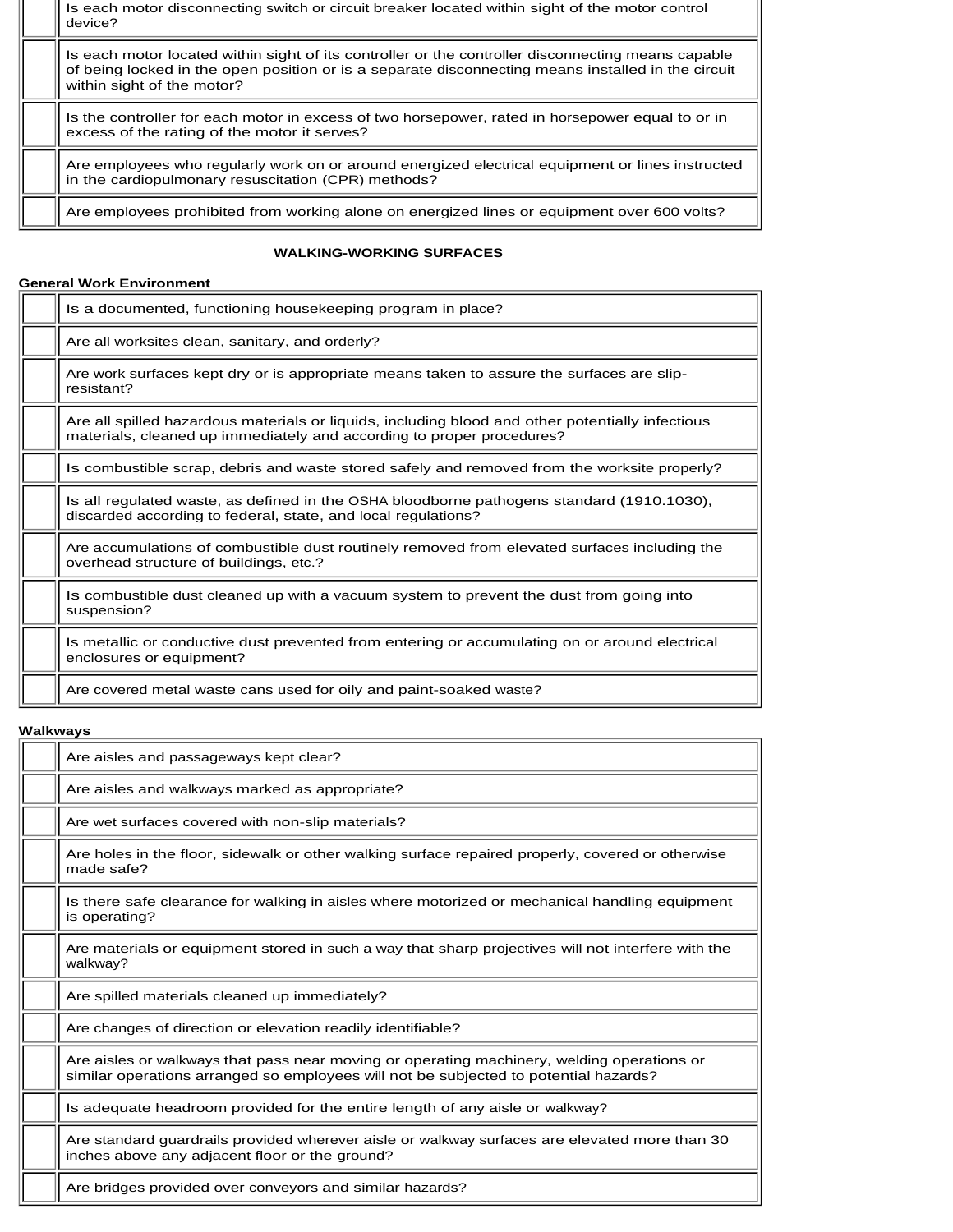| | |
|---|---|
| | Is each motor disconnecting switch or circuit breaker located within sight of the motor control device? |
| | Is each motor located within sight of its controller or the controller disconnecting means capable of being locked in the open position or is a separate disconnecting means installed in the circuit within sight of the motor? |
| | Is the controller for each motor in excess of two horsepower, rated in horsepower equal to or in excess of the rating of the motor it serves? |
| | Are employees who regularly work on or around energized electrical equipment or lines instructed in the cardiopulmonary resuscitation (CPR) methods? |
| | Are employees prohibited from working alone on energized lines or equipment over 600 volts? |

## WALKING-WORKING SURFACES

### General Work Environment

| | |
|---|---|
| | Is a documented, functioning housekeeping program in place? |
| | Are all worksites clean, sanitary, and orderly? |
| | Are work surfaces kept dry or is appropriate means taken to assure the surfaces are slip-resistant? |
| | Are all spilled hazardous materials or liquids, including blood and other potentially infectious materials, cleaned up immediately and according to proper procedures? |
| | Is combustible scrap, debris and waste stored safely and removed from the worksite properly? |
| | Is all regulated waste, as defined in the OSHA bloodborne pathogens standard (1910.1030), discarded according to federal, state, and local regulations? |
| | Are accumulations of combustible dust routinely removed from elevated surfaces including the overhead structure of buildings, etc.? |
| | Is combustible dust cleaned up with a vacuum system to prevent the dust from going into suspension? |
| | Is metallic or conductive dust prevented from entering or accumulating on or around electrical enclosures or equipment? |
| | Are covered metal waste cans used for oily and paint-soaked waste? |

### Walkways

| | |
|---|---|
| | Are aisles and passageways kept clear? |
| | Are aisles and walkways marked as appropriate? |
| | Are wet surfaces covered with non-slip materials? |
| | Are holes in the floor, sidewalk or other walking surface repaired properly, covered or otherwise made safe? |
| | Is there safe clearance for walking in aisles where motorized or mechanical handling equipment is operating? |
| | Are materials or equipment stored in such a way that sharp projectives will not interfere with the walkway? |
| | Are spilled materials cleaned up immediately? |
| | Are changes of direction or elevation readily identifiable? |
| | Are aisles or walkways that pass near moving or operating machinery, welding operations or similar operations arranged so employees will not be subjected to potential hazards? |
| | Is adequate headroom provided for the entire length of any aisle or walkway? |
| | Are standard guardrails provided wherever aisle or walkway surfaces are elevated more than 30 inches above any adjacent floor or the ground? |
| | Are bridges provided over conveyors and similar hazards? |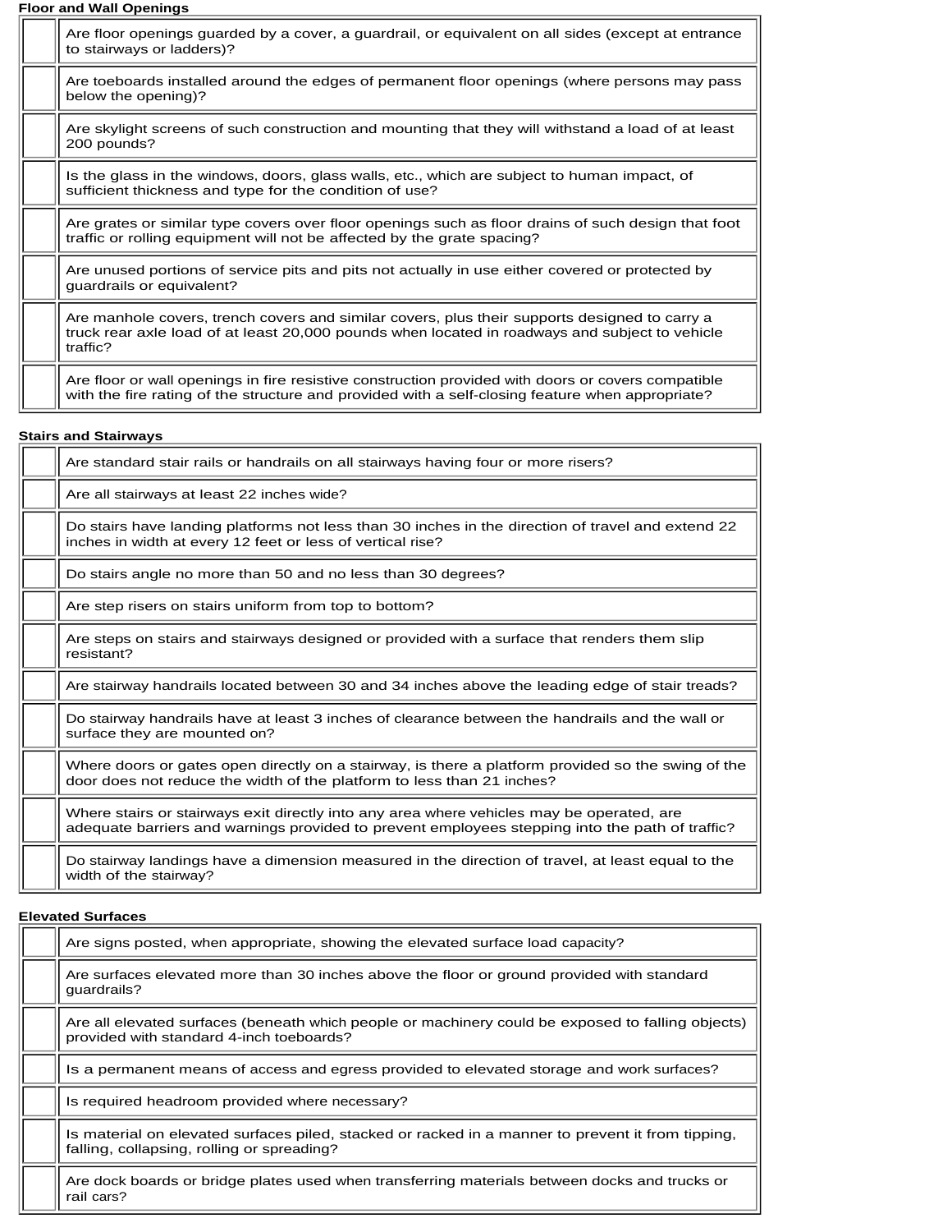**Floor and Wall Openings**

| | |
|---|---|
| | Are floor openings guarded by a cover, a guardrail, or equivalent on all sides (except at entrance to stairways or ladders)? |
| | Are toeboards installed around the edges of permanent floor openings (where persons may pass below the opening)? |
| | Are skylight screens of such construction and mounting that they will withstand a load of at least 200 pounds? |
| | Is the glass in the windows, doors, glass walls, etc., which are subject to human impact, of sufficient thickness and type for the condition of use? |
| | Are grates or similar type covers over floor openings such as floor drains of such design that foot traffic or rolling equipment will not be affected by the grate spacing? |
| | Are unused portions of service pits and pits not actually in use either covered or protected by guardrails or equivalent? |
| | Are manhole covers, trench covers and similar covers, plus their supports designed to carry a truck rear axle load of at least 20,000 pounds when located in roadways and subject to vehicle traffic? |
| | Are floor or wall openings in fire resistive construction provided with doors or covers compatible with the fire rating of the structure and provided with a self-closing feature when appropriate? |

**Stairs and Stairways**

| | |
|---|---|
| | Are standard stair rails or handrails on all stairways having four or more risers? |
| | Are all stairways at least 22 inches wide? |
| | Do stairs have landing platforms not less than 30 inches in the direction of travel and extend 22 inches in width at every 12 feet or less of vertical rise? |
| | Do stairs angle no more than 50 and no less than 30 degrees? |
| | Are step risers on stairs uniform from top to bottom? |
| | Are steps on stairs and stairways designed or provided with a surface that renders them slip resistant? |
| | Are stairway handrails located between 30 and 34 inches above the leading edge of stair treads? |
| | Do stairway handrails have at least 3 inches of clearance between the handrails and the wall or surface they are mounted on? |
| | Where doors or gates open directly on a stairway, is there a platform provided so the swing of the door does not reduce the width of the platform to less than 21 inches? |
| | Where stairs or stairways exit directly into any area where vehicles may be operated, are adequate barriers and warnings provided to prevent employees stepping into the path of traffic? |
| | Do stairway landings have a dimension measured in the direction of travel, at least equal to the width of the stairway? |

**Elevated Surfaces**

| | |
|---|---|
| | Are signs posted, when appropriate, showing the elevated surface load capacity? |
| | Are surfaces elevated more than 30 inches above the floor or ground provided with standard guardrails? |
| | Are all elevated surfaces (beneath which people or machinery could be exposed to falling objects) provided with standard 4-inch toeboards? |
| | Is a permanent means of access and egress provided to elevated storage and work surfaces? |
| | Is required headroom provided where necessary? |
| | Is material on elevated surfaces piled, stacked or racked in a manner to prevent it from tipping, falling, collapsing, rolling or spreading? |
| | Are dock boards or bridge plates used when transferring materials between docks and trucks or rail cars? |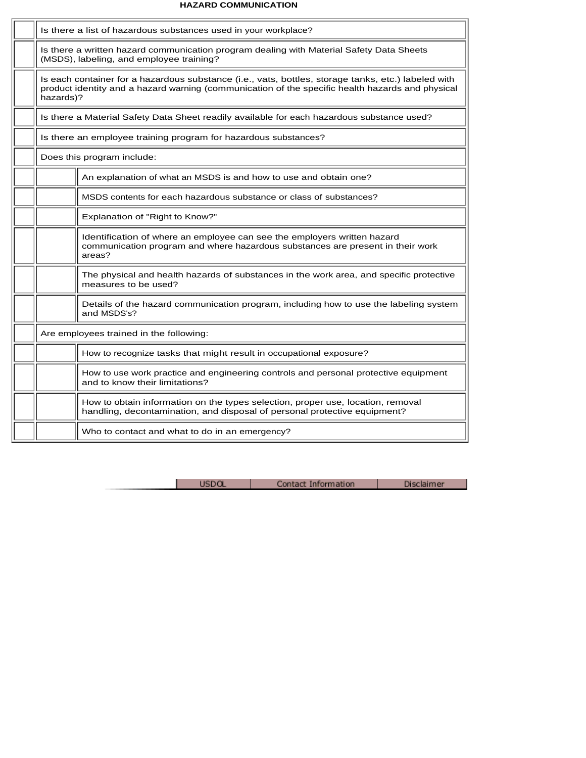## HAZARD COMMUNICATION

| | | |
|---|---|---|
| | Is there a list of hazardous substances used in your workplace? | |
| | Is there a written hazard communication program dealing with Material Safety Data Sheets (MSDS), labeling, and employee training? | |
| | Is each container for a hazardous substance (i.e., vats, bottles, storage tanks, etc.) labeled with product identity and a hazard warning (communication of the specific health hazards and physical hazards)? | |
| | Is there a Material Safety Data Sheet readily available for each hazardous substance used? | |
| | Is there an employee training program for hazardous substances? | |
| | Does this program include: | |
| | | An explanation of what an MSDS is and how to use and obtain one? |
| | | MSDS contents for each hazardous substance or class of substances? |
| | | Explanation of "Right to Know?" |
| | | Identification of where an employee can see the employers written hazard communication program and where hazardous substances are present in their work areas? |
| | | The physical and health hazards of substances in the work area, and specific protective measures to be used? |
| | | Details of the hazard communication program, including how to use the labeling system and MSDS's? |
| | Are employees trained in the following: | |
| | | How to recognize tasks that might result in occupational exposure? |
| | | How to use work practice and engineering controls and personal protective equipment and to know their limitations? |
| | | How to obtain information on the types selection, proper use, location, removal handling, decontamination, and disposal of personal protective equipment? |
| | | Who to contact and what to do in an emergency? |

USDOL | Contact Information | Disclaimer